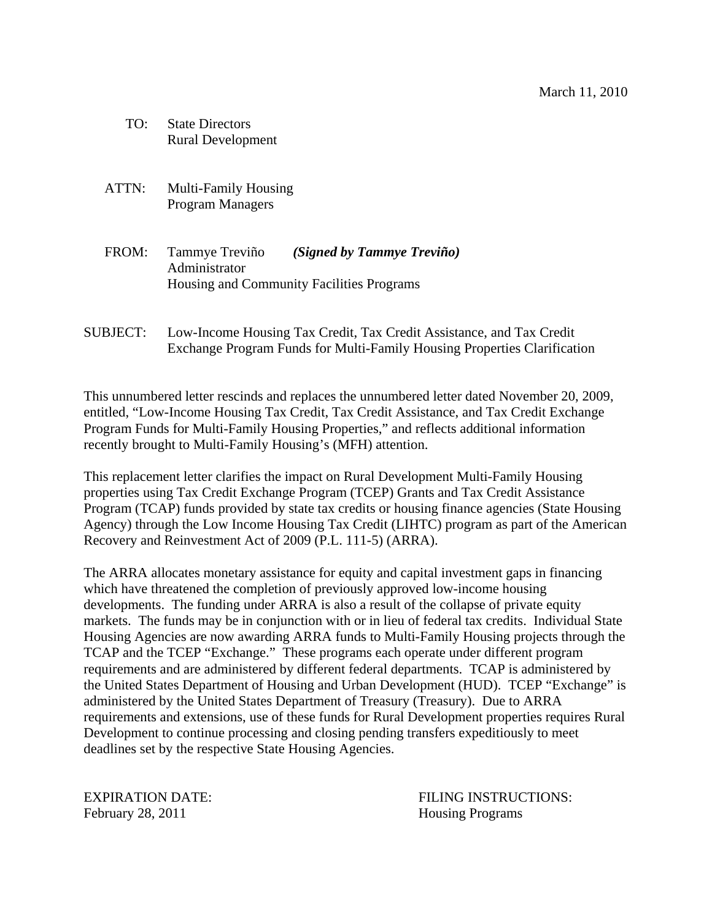March 11, 2010

TO: State Directors
Rural Development

ATTN: Multi-Family Housing
Program Managers

FROM: Tammye Treviño ***(Signed by Tammye Treviño)***
Administrator
Housing and Community Facilities Programs

SUBJECT: Low-Income Housing Tax Credit, Tax Credit Assistance, and Tax Credit Exchange Program Funds for Multi-Family Housing Properties Clarification

This unnumbered letter rescinds and replaces the unnumbered letter dated November 20, 2009, entitled, "Low-Income Housing Tax Credit, Tax Credit Assistance, and Tax Credit Exchange Program Funds for Multi-Family Housing Properties," and reflects additional information recently brought to Multi-Family Housing's (MFH) attention.

This replacement letter clarifies the impact on Rural Development Multi-Family Housing properties using Tax Credit Exchange Program (TCEP) Grants and Tax Credit Assistance Program (TCAP) funds provided by state tax credits or housing finance agencies (State Housing Agency) through the Low Income Housing Tax Credit (LIHTC) program as part of the American Recovery and Reinvestment Act of 2009 (P.L. 111-5) (ARRA).

The ARRA allocates monetary assistance for equity and capital investment gaps in financing which have threatened the completion of previously approved low-income housing developments. The funding under ARRA is also a result of the collapse of private equity markets. The funds may be in conjunction with or in lieu of federal tax credits. Individual State Housing Agencies are now awarding ARRA funds to Multi-Family Housing projects through the TCAP and the TCEP "Exchange." These programs each operate under different program requirements and are administered by different federal departments. TCAP is administered by the United States Department of Housing and Urban Development (HUD). TCEP "Exchange" is administered by the United States Department of Treasury (Treasury). Due to ARRA requirements and extensions, use of these funds for Rural Development properties requires Rural Development to continue processing and closing pending transfers expeditiously to meet deadlines set by the respective State Housing Agencies.

EXPIRATION DATE:
February 28, 2011

FILING INSTRUCTIONS:
Housing Programs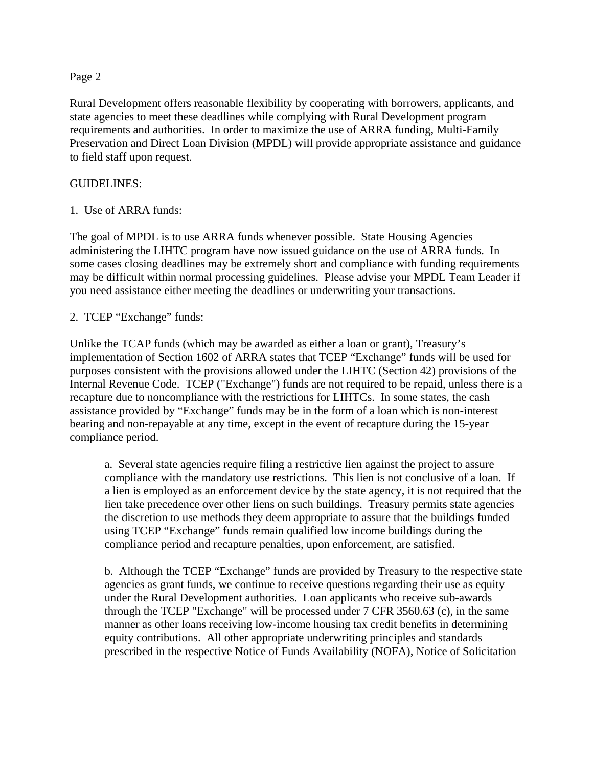Rural Development offers reasonable flexibility by cooperating with borrowers, applicants, and state agencies to meet these deadlines while complying with Rural Development program requirements and authorities. In order to maximize the use of ARRA funding, Multi-Family Preservation and Direct Loan Division (MPDL) will provide appropriate assistance and guidance to field staff upon request.

GUIDELINES:

1. Use of ARRA funds:

The goal of MPDL is to use ARRA funds whenever possible. State Housing Agencies administering the LIHTC program have now issued guidance on the use of ARRA funds. In some cases closing deadlines may be extremely short and compliance with funding requirements may be difficult within normal processing guidelines. Please advise your MPDL Team Leader if you need assistance either meeting the deadlines or underwriting your transactions.

2. TCEP "Exchange" funds:

Unlike the TCAP funds (which may be awarded as either a loan or grant), Treasury's implementation of Section 1602 of ARRA states that TCEP "Exchange" funds will be used for purposes consistent with the provisions allowed under the LIHTC (Section 42) provisions of the Internal Revenue Code. TCEP ("Exchange") funds are not required to be repaid, unless there is a recapture due to noncompliance with the restrictions for LIHTCs. In some states, the cash assistance provided by "Exchange" funds may be in the form of a loan which is non-interest bearing and non-repayable at any time, except in the event of recapture during the 15-year compliance period.

a. Several state agencies require filing a restrictive lien against the project to assure compliance with the mandatory use restrictions. This lien is not conclusive of a loan. If a lien is employed as an enforcement device by the state agency, it is not required that the lien take precedence over other liens on such buildings. Treasury permits state agencies the discretion to use methods they deem appropriate to assure that the buildings funded using TCEP "Exchange" funds remain qualified low income buildings during the compliance period and recapture penalties, upon enforcement, are satisfied.

b. Although the TCEP "Exchange" funds are provided by Treasury to the respective state agencies as grant funds, we continue to receive questions regarding their use as equity under the Rural Development authorities. Loan applicants who receive sub-awards through the TCEP "Exchange" will be processed under 7 CFR 3560.63 (c), in the same manner as other loans receiving low-income housing tax credit benefits in determining equity contributions. All other appropriate underwriting principles and standards prescribed in the respective Notice of Funds Availability (NOFA), Notice of Solicitation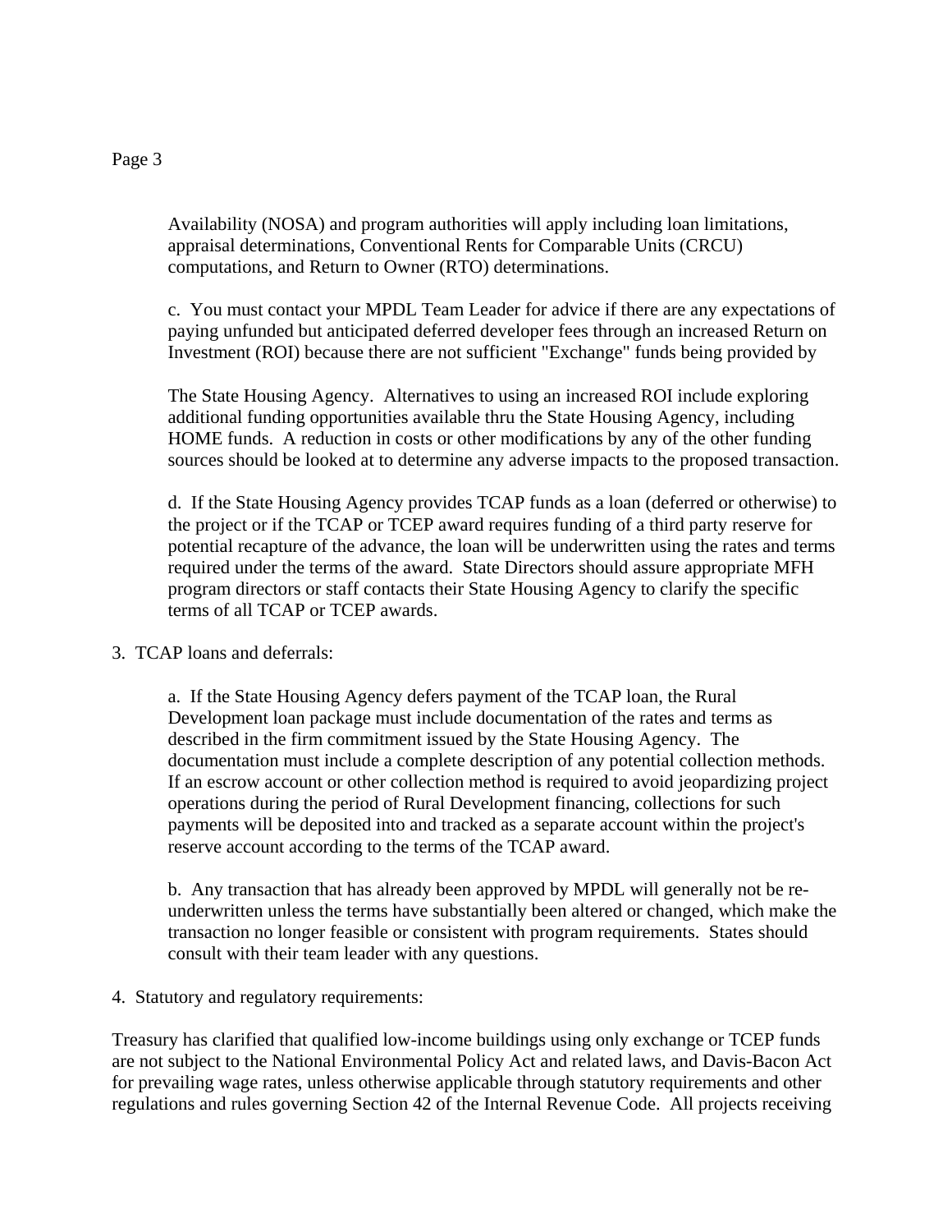Availability (NOSA) and program authorities will apply including loan limitations, appraisal determinations, Conventional Rents for Comparable Units (CRCU) computations, and Return to Owner (RTO) determinations.

c. You must contact your MPDL Team Leader for advice if there are any expectations of paying unfunded but anticipated deferred developer fees through an increased Return on Investment (ROI) because there are not sufficient "Exchange" funds being provided by

The State Housing Agency. Alternatives to using an increased ROI include exploring additional funding opportunities available thru the State Housing Agency, including HOME funds. A reduction in costs or other modifications by any of the other funding sources should be looked at to determine any adverse impacts to the proposed transaction.

d. If the State Housing Agency provides TCAP funds as a loan (deferred or otherwise) to the project or if the TCAP or TCEP award requires funding of a third party reserve for potential recapture of the advance, the loan will be underwritten using the rates and terms required under the terms of the award. State Directors should assure appropriate MFH program directors or staff contacts their State Housing Agency to clarify the specific terms of all TCAP or TCEP awards.

3. TCAP loans and deferrals:

a. If the State Housing Agency defers payment of the TCAP loan, the Rural Development loan package must include documentation of the rates and terms as described in the firm commitment issued by the State Housing Agency. The documentation must include a complete description of any potential collection methods. If an escrow account or other collection method is required to avoid jeopardizing project operations during the period of Rural Development financing, collections for such payments will be deposited into and tracked as a separate account within the project's reserve account according to the terms of the TCAP award.

b. Any transaction that has already been approved by MPDL will generally not be re-underwritten unless the terms have substantially been altered or changed, which make the transaction no longer feasible or consistent with program requirements. States should consult with their team leader with any questions.

4. Statutory and regulatory requirements:

Treasury has clarified that qualified low-income buildings using only exchange or TCEP funds are not subject to the National Environmental Policy Act and related laws, and Davis-Bacon Act for prevailing wage rates, unless otherwise applicable through statutory requirements and other regulations and rules governing Section 42 of the Internal Revenue Code. All projects receiving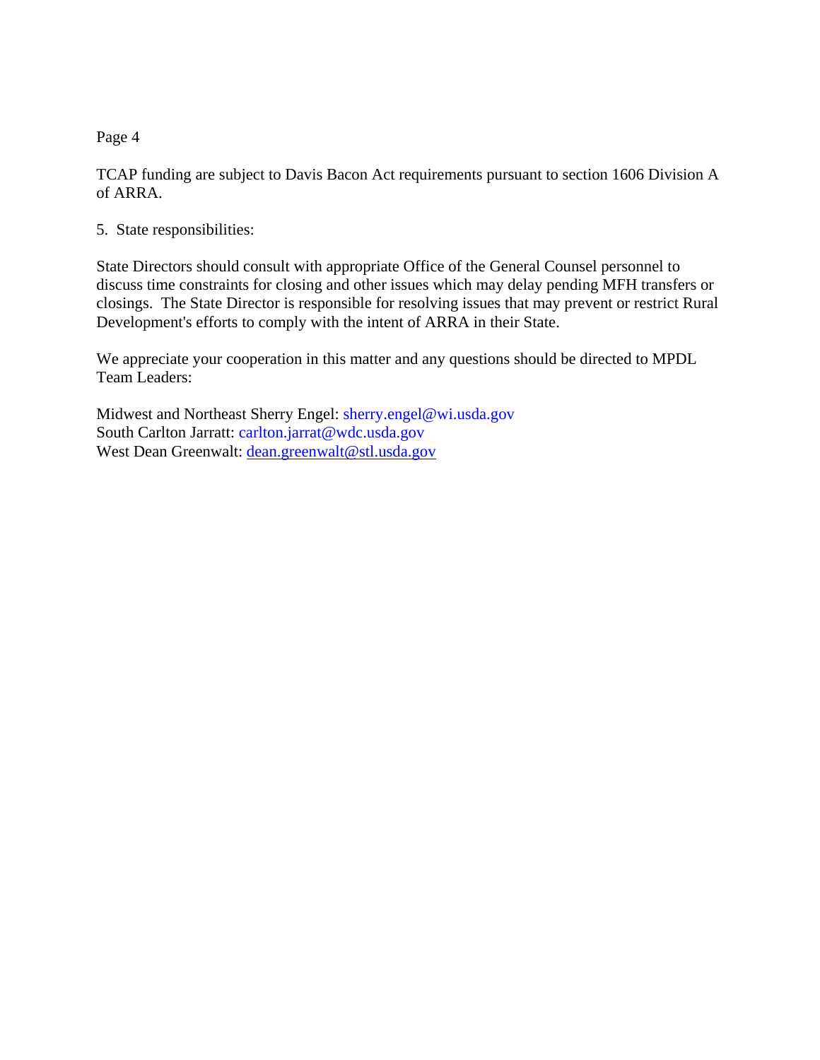TCAP funding are subject to Davis Bacon Act requirements pursuant to section 1606 Division A of ARRA.

5. State responsibilities:

State Directors should consult with appropriate Office of the General Counsel personnel to discuss time constraints for closing and other issues which may delay pending MFH transfers or closings. The State Director is responsible for resolving issues that may prevent or restrict Rural Development's efforts to comply with the intent of ARRA in their State.

We appreciate your cooperation in this matter and any questions should be directed to MPDL Team Leaders:

Midwest and Northeast Sherry Engel: sherry.engel@wi.usda.gov
South Carlton Jarratt: carlton.jarrat@wdc.usda.gov
West Dean Greenwalt: dean.greenwalt@stl.usda.gov